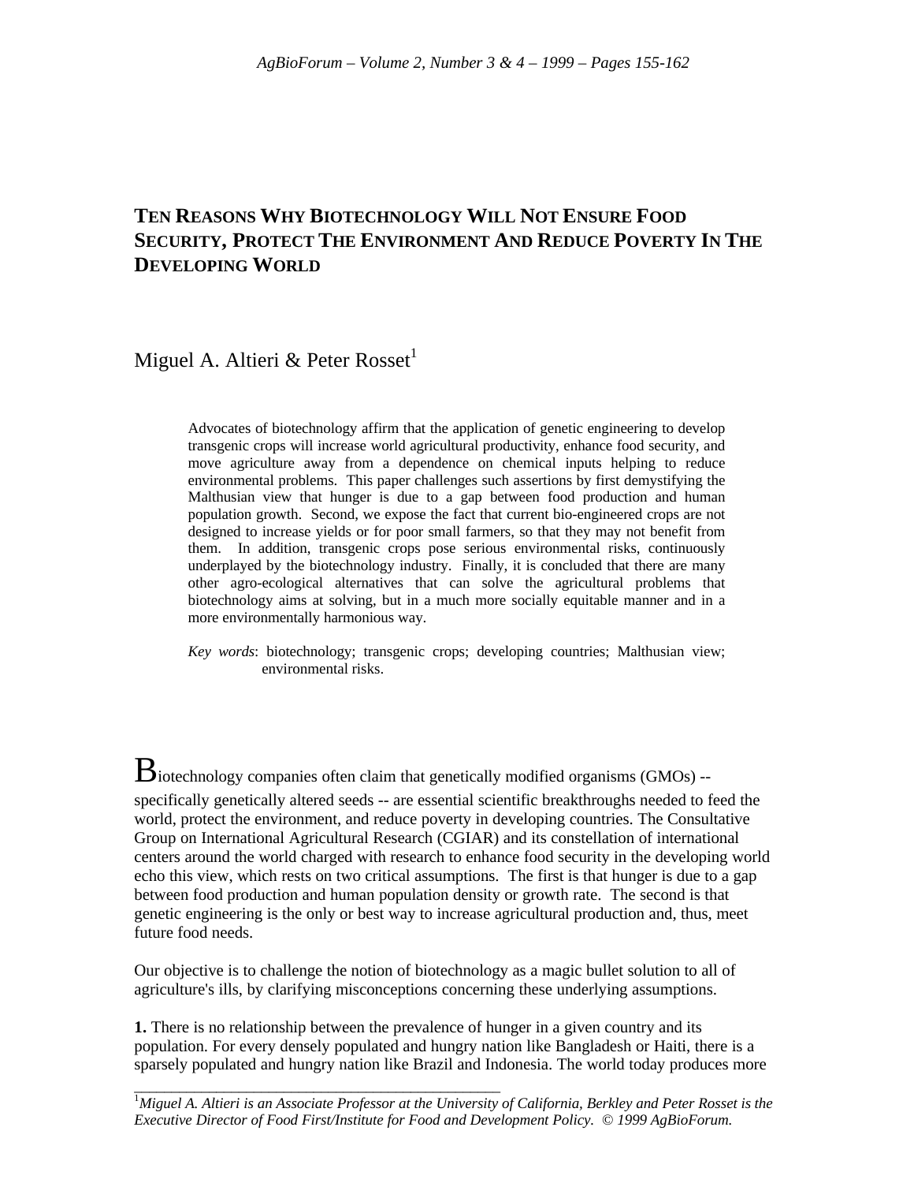# TEN REASONS WHY BIOTECHNOLOGY WILL NOT ENSURE FOOD SECURITY, PROTECT THE ENVIRONMENT AND REDUCE POVERTY IN THE DEVELOPING WORLD

Miguel A. Altieri & Peter Rosset[1]

Advocates of biotechnology affirm that the application of genetic engineering to develop transgenic crops will increase world agricultural productivity, enhance food security, and move agriculture away from a dependence on chemical inputs helping to reduce environmental problems. This paper challenges such assertions by first demystifying the Malthusian view that hunger is due to a gap between food production and human population growth. Second, we expose the fact that current bio-engineered crops are not designed to increase yields or for poor small farmers, so that they may not benefit from them. In addition, transgenic crops pose serious environmental risks, continuously underplayed by the biotechnology industry. Finally, it is concluded that there are many other agro-ecological alternatives that can solve the agricultural problems that biotechnology aims at solving, but in a much more socially equitable manner and in a more environmentally harmonious way.

*Key words*: biotechnology; transgenic crops; developing countries; Malthusian view; environmental risks.

Biotechnology companies often claim that genetically modified organisms (GMOs) -- specifically genetically altered seeds -- are essential scientific breakthroughs needed to feed the world, protect the environment, and reduce poverty in developing countries. The Consultative Group on International Agricultural Research (CGIAR) and its constellation of international centers around the world charged with research to enhance food security in the developing world echo this view, which rests on two critical assumptions. The first is that hunger is due to a gap between food production and human population density or growth rate. The second is that genetic engineering is the only or best way to increase agricultural production and, thus, meet future food needs.

Our objective is to challenge the notion of biotechnology as a magic bullet solution to all of agriculture's ills, by clarifying misconceptions concerning these underlying assumptions.

**1.** There is no relationship between the prevalence of hunger in a given country and its population. For every densely populated and hungry nation like Bangladesh or Haiti, there is a sparsely populated and hungry nation like Brazil and Indonesia. The world today produces more

[1] *Miguel A. Altieri is an Associate Professor at the University of California, Berkley and Peter Rosset is the Executive Director of Food First/Institute for Food and Development Policy. © 1999 AgBioForum.*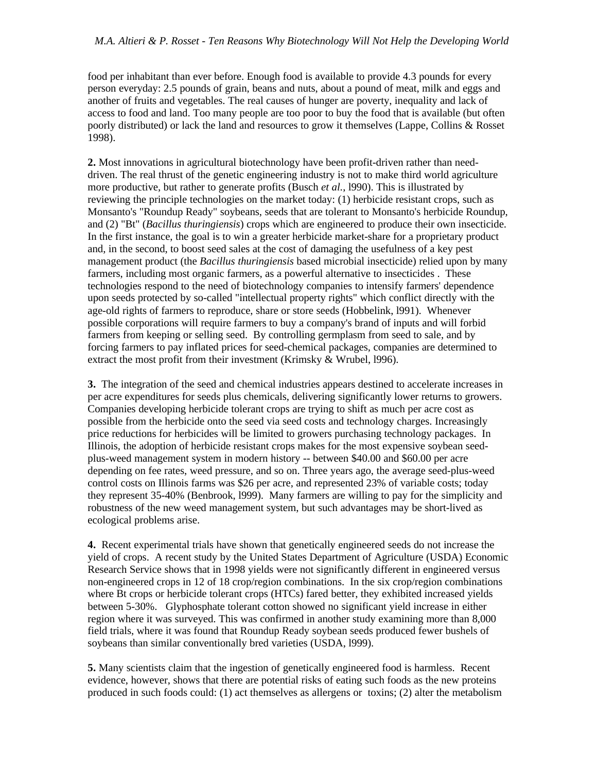food per inhabitant than ever before. Enough food is available to provide 4.3 pounds for every person everyday: 2.5 pounds of grain, beans and nuts, about a pound of meat, milk and eggs and another of fruits and vegetables. The real causes of hunger are poverty, inequality and lack of access to food and land. Too many people are too poor to buy the food that is available (but often poorly distributed) or lack the land and resources to grow it themselves (Lappe, Collins & Rosset 1998).

**2.** Most innovations in agricultural biotechnology have been profit-driven rather than need-driven. The real thrust of the genetic engineering industry is not to make third world agriculture more productive, but rather to generate profits (Busch *et al.*, l990). This is illustrated by reviewing the principle technologies on the market today: (1) herbicide resistant crops, such as Monsanto's "Roundup Ready" soybeans, seeds that are tolerant to Monsanto's herbicide Roundup, and (2) "Bt" (*Bacillus thuringiensis*) crops which are engineered to produce their own insecticide. In the first instance, the goal is to win a greater herbicide market-share for a proprietary product and, in the second, to boost seed sales at the cost of damaging the usefulness of a key pest management product (the *Bacillus thuringiensis* based microbial insecticide) relied upon by many farmers, including most organic farmers, as a powerful alternative to insecticides . These technologies respond to the need of biotechnology companies to intensify farmers' dependence upon seeds protected by so-called "intellectual property rights" which conflict directly with the age-old rights of farmers to reproduce, share or store seeds (Hobbelink, l991). Whenever possible corporations will require farmers to buy a company's brand of inputs and will forbid farmers from keeping or selling seed. By controlling germplasm from seed to sale, and by forcing farmers to pay inflated prices for seed-chemical packages, companies are determined to extract the most profit from their investment (Krimsky & Wrubel, l996).

**3.** The integration of the seed and chemical industries appears destined to accelerate increases in per acre expenditures for seeds plus chemicals, delivering significantly lower returns to growers. Companies developing herbicide tolerant crops are trying to shift as much per acre cost as possible from the herbicide onto the seed via seed costs and technology charges. Increasingly price reductions for herbicides will be limited to growers purchasing technology packages. In Illinois, the adoption of herbicide resistant crops makes for the most expensive soybean seed-plus-weed management system in modern history -- between $40.00 and $60.00 per acre depending on fee rates, weed pressure, and so on. Three years ago, the average seed-plus-weed control costs on Illinois farms was $26 per acre, and represented 23% of variable costs; today they represent 35-40% (Benbrook, l999). Many farmers are willing to pay for the simplicity and robustness of the new weed management system, but such advantages may be short-lived as ecological problems arise.

**4.** Recent experimental trials have shown that genetically engineered seeds do not increase the yield of crops. A recent study by the United States Department of Agriculture (USDA) Economic Research Service shows that in 1998 yields were not significantly different in engineered versus non-engineered crops in 12 of 18 crop/region combinations. In the six crop/region combinations where Bt crops or herbicide tolerant crops (HTCs) fared better, they exhibited increased yields between 5-30%. Glyphosphate tolerant cotton showed no significant yield increase in either region where it was surveyed. This was confirmed in another study examining more than 8,000 field trials, where it was found that Roundup Ready soybean seeds produced fewer bushels of soybeans than similar conventionally bred varieties (USDA, l999).

**5.** Many scientists claim that the ingestion of genetically engineered food is harmless. Recent evidence, however, shows that there are potential risks of eating such foods as the new proteins produced in such foods could: (1) act themselves as allergens or toxins; (2) alter the metabolism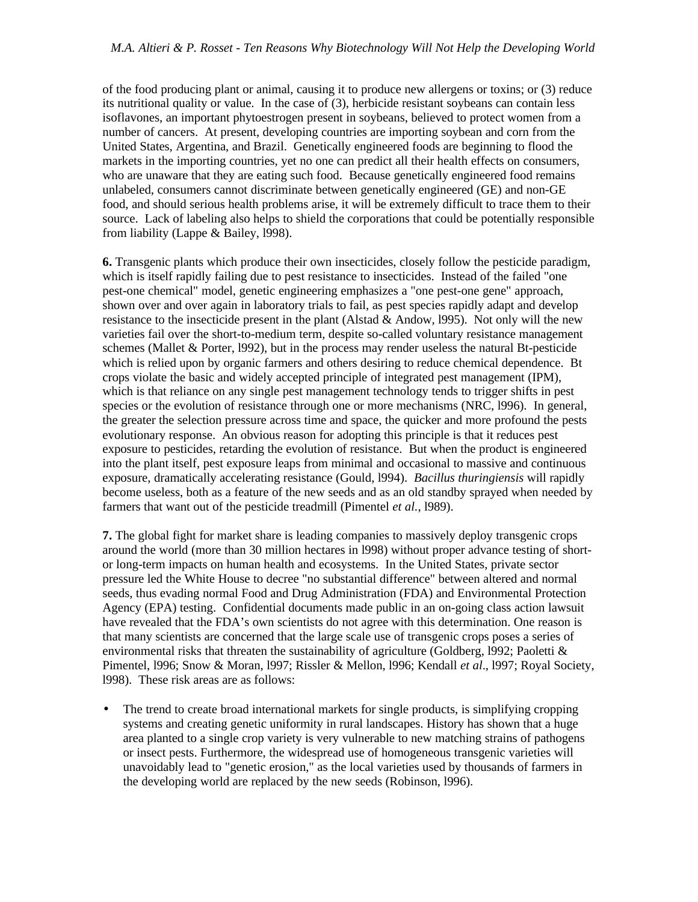of the food producing plant or animal, causing it to produce new allergens or toxins; or (3) reduce its nutritional quality or value. In the case of (3), herbicide resistant soybeans can contain less isoflavones, an important phytoestrogen present in soybeans, believed to protect women from a number of cancers. At present, developing countries are importing soybean and corn from the United States, Argentina, and Brazil. Genetically engineered foods are beginning to flood the markets in the importing countries, yet no one can predict all their health effects on consumers, who are unaware that they are eating such food. Because genetically engineered food remains unlabeled, consumers cannot discriminate between genetically engineered (GE) and non-GE food, and should serious health problems arise, it will be extremely difficult to trace them to their source. Lack of labeling also helps to shield the corporations that could be potentially responsible from liability (Lappe & Bailey, l998).

**6.** Transgenic plants which produce their own insecticides, closely follow the pesticide paradigm, which is itself rapidly failing due to pest resistance to insecticides. Instead of the failed "one pest-one chemical" model, genetic engineering emphasizes a "one pest-one gene" approach, shown over and over again in laboratory trials to fail, as pest species rapidly adapt and develop resistance to the insecticide present in the plant (Alstad & Andow, l995). Not only will the new varieties fail over the short-to-medium term, despite so-called voluntary resistance management schemes (Mallet & Porter, l992), but in the process may render useless the natural Bt-pesticide which is relied upon by organic farmers and others desiring to reduce chemical dependence. Bt crops violate the basic and widely accepted principle of integrated pest management (IPM), which is that reliance on any single pest management technology tends to trigger shifts in pest species or the evolution of resistance through one or more mechanisms (NRC, l996). In general, the greater the selection pressure across time and space, the quicker and more profound the pests evolutionary response. An obvious reason for adopting this principle is that it reduces pest exposure to pesticides, retarding the evolution of resistance. But when the product is engineered into the plant itself, pest exposure leaps from minimal and occasional to massive and continuous exposure, dramatically accelerating resistance (Gould, l994). *Bacillus thuringiensis* will rapidly become useless, both as a feature of the new seeds and as an old standby sprayed when needed by farmers that want out of the pesticide treadmill (Pimentel *et al.*, l989).

**7.** The global fight for market share is leading companies to massively deploy transgenic crops around the world (more than 30 million hectares in l998) without proper advance testing of short- or long-term impacts on human health and ecosystems. In the United States, private sector pressure led the White House to decree "no substantial difference" between altered and normal seeds, thus evading normal Food and Drug Administration (FDA) and Environmental Protection Agency (EPA) testing. Confidential documents made public in an on-going class action lawsuit have revealed that the FDA's own scientists do not agree with this determination. One reason is that many scientists are concerned that the large scale use of transgenic crops poses a series of environmental risks that threaten the sustainability of agriculture (Goldberg, l992; Paoletti & Pimentel, l996; Snow & Moran, l997; Rissler & Mellon, l996; Kendall *et al*., l997; Royal Society, l998). These risk areas are as follows:

- The trend to create broad international markets for single products, is simplifying cropping systems and creating genetic uniformity in rural landscapes. History has shown that a huge area planted to a single crop variety is very vulnerable to new matching strains of pathogens or insect pests. Furthermore, the widespread use of homogeneous transgenic varieties will unavoidably lead to "genetic erosion," as the local varieties used by thousands of farmers in the developing world are replaced by the new seeds (Robinson, l996).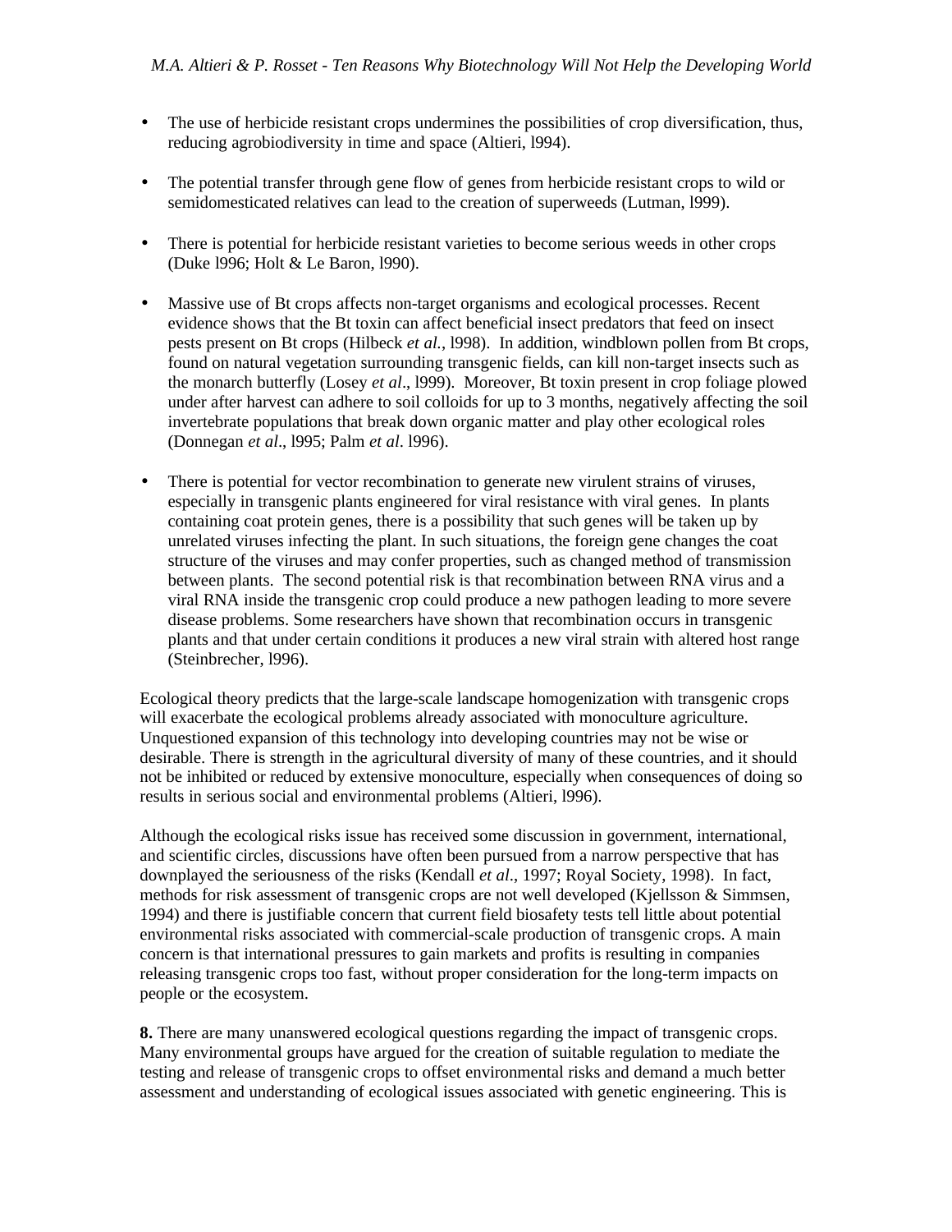- The use of herbicide resistant crops undermines the possibilities of crop diversification, thus, reducing agrobiodiversity in time and space (Altieri, l994).

- The potential transfer through gene flow of genes from herbicide resistant crops to wild or semidomesticated relatives can lead to the creation of superweeds (Lutman, l999).

- There is potential for herbicide resistant varieties to become serious weeds in other crops (Duke l996; Holt & Le Baron, l990).

- Massive use of Bt crops affects non-target organisms and ecological processes. Recent evidence shows that the Bt toxin can affect beneficial insect predators that feed on insect pests present on Bt crops (Hilbeck *et al.*, l998). In addition, windblown pollen from Bt crops, found on natural vegetation surrounding transgenic fields, can kill non-target insects such as the monarch butterfly (Losey *et al*., l999). Moreover, Bt toxin present in crop foliage plowed under after harvest can adhere to soil colloids for up to 3 months, negatively affecting the soil invertebrate populations that break down organic matter and play other ecological roles (Donnegan *et al*., l995; Palm *et al*. l996).

- There is potential for vector recombination to generate new virulent strains of viruses, especially in transgenic plants engineered for viral resistance with viral genes. In plants containing coat protein genes, there is a possibility that such genes will be taken up by unrelated viruses infecting the plant. In such situations, the foreign gene changes the coat structure of the viruses and may confer properties, such as changed method of transmission between plants. The second potential risk is that recombination between RNA virus and a viral RNA inside the transgenic crop could produce a new pathogen leading to more severe disease problems. Some researchers have shown that recombination occurs in transgenic plants and that under certain conditions it produces a new viral strain with altered host range (Steinbrecher, l996).

Ecological theory predicts that the large-scale landscape homogenization with transgenic crops will exacerbate the ecological problems already associated with monoculture agriculture. Unquestioned expansion of this technology into developing countries may not be wise or desirable. There is strength in the agricultural diversity of many of these countries, and it should not be inhibited or reduced by extensive monoculture, especially when consequences of doing so results in serious social and environmental problems (Altieri, l996).

Although the ecological risks issue has received some discussion in government, international, and scientific circles, discussions have often been pursued from a narrow perspective that has downplayed the seriousness of the risks (Kendall *et al*., 1997; Royal Society, 1998). In fact, methods for risk assessment of transgenic crops are not well developed (Kjellsson & Simmsen, 1994) and there is justifiable concern that current field biosafety tests tell little about potential environmental risks associated with commercial-scale production of transgenic crops. A main concern is that international pressures to gain markets and profits is resulting in companies releasing transgenic crops too fast, without proper consideration for the long-term impacts on people or the ecosystem.

**8.** There are many unanswered ecological questions regarding the impact of transgenic crops. Many environmental groups have argued for the creation of suitable regulation to mediate the testing and release of transgenic crops to offset environmental risks and demand a much better assessment and understanding of ecological issues associated with genetic engineering. This is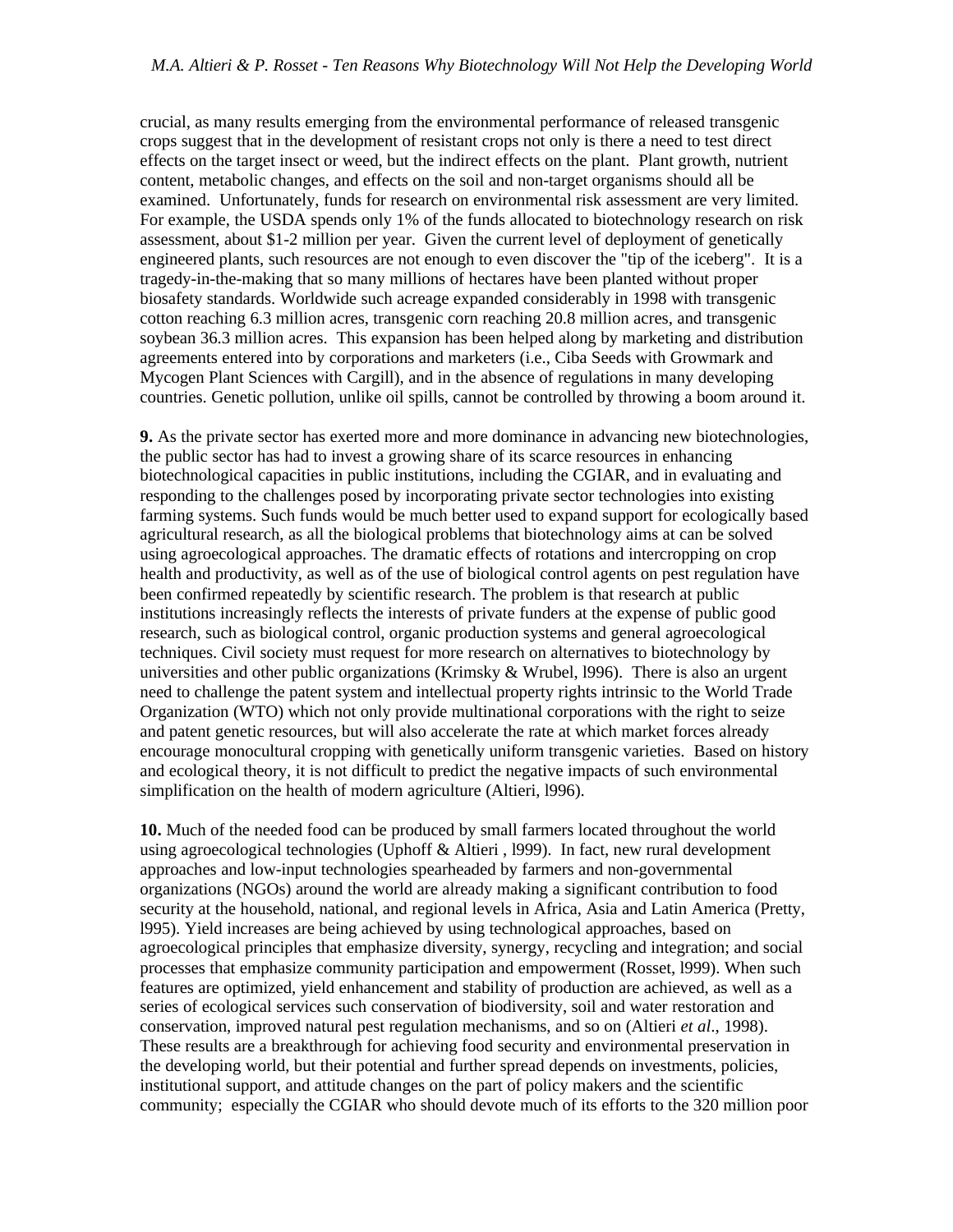crucial, as many results emerging from the environmental performance of released transgenic crops suggest that in the development of resistant crops not only is there a need to test direct effects on the target insect or weed, but the indirect effects on the plant. Plant growth, nutrient content, metabolic changes, and effects on the soil and non-target organisms should all be examined. Unfortunately, funds for research on environmental risk assessment are very limited. For example, the USDA spends only 1% of the funds allocated to biotechnology research on risk assessment, about $1-2 million per year. Given the current level of deployment of genetically engineered plants, such resources are not enough to even discover the "tip of the iceberg". It is a tragedy-in-the-making that so many millions of hectares have been planted without proper biosafety standards. Worldwide such acreage expanded considerably in 1998 with transgenic cotton reaching 6.3 million acres, transgenic corn reaching 20.8 million acres, and transgenic soybean 36.3 million acres. This expansion has been helped along by marketing and distribution agreements entered into by corporations and marketers (i.e., Ciba Seeds with Growmark and Mycogen Plant Sciences with Cargill), and in the absence of regulations in many developing countries. Genetic pollution, unlike oil spills, cannot be controlled by throwing a boom around it.

**9.** As the private sector has exerted more and more dominance in advancing new biotechnologies, the public sector has had to invest a growing share of its scarce resources in enhancing biotechnological capacities in public institutions, including the CGIAR, and in evaluating and responding to the challenges posed by incorporating private sector technologies into existing farming systems. Such funds would be much better used to expand support for ecologically based agricultural research, as all the biological problems that biotechnology aims at can be solved using agroecological approaches. The dramatic effects of rotations and intercropping on crop health and productivity, as well as of the use of biological control agents on pest regulation have been confirmed repeatedly by scientific research. The problem is that research at public institutions increasingly reflects the interests of private funders at the expense of public good research, such as biological control, organic production systems and general agroecological techniques. Civil society must request for more research on alternatives to biotechnology by universities and other public organizations (Krimsky & Wrubel, l996). There is also an urgent need to challenge the patent system and intellectual property rights intrinsic to the World Trade Organization (WTO) which not only provide multinational corporations with the right to seize and patent genetic resources, but will also accelerate the rate at which market forces already encourage monocultural cropping with genetically uniform transgenic varieties. Based on history and ecological theory, it is not difficult to predict the negative impacts of such environmental simplification on the health of modern agriculture (Altieri, l996).

**10.** Much of the needed food can be produced by small farmers located throughout the world using agroecological technologies (Uphoff & Altieri , l999). In fact, new rural development approaches and low-input technologies spearheaded by farmers and non-governmental organizations (NGOs) around the world are already making a significant contribution to food security at the household, national, and regional levels in Africa, Asia and Latin America (Pretty, l995). Yield increases are being achieved by using technological approaches, based on agroecological principles that emphasize diversity, synergy, recycling and integration; and social processes that emphasize community participation and empowerment (Rosset, l999). When such features are optimized, yield enhancement and stability of production are achieved, as well as a series of ecological services such conservation of biodiversity, soil and water restoration and conservation, improved natural pest regulation mechanisms, and so on (Altieri *et al*., 1998). These results are a breakthrough for achieving food security and environmental preservation in the developing world, but their potential and further spread depends on investments, policies, institutional support, and attitude changes on the part of policy makers and the scientific community; especially the CGIAR who should devote much of its efforts to the 320 million poor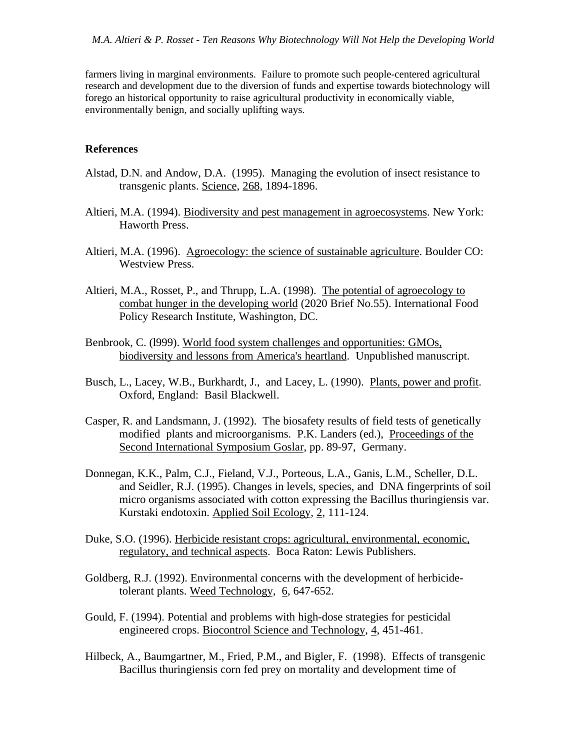farmers living in marginal environments. Failure to promote such people-centered agricultural research and development due to the diversion of funds and expertise towards biotechnology will forego an historical opportunity to raise agricultural productivity in economically viable, environmentally benign, and socially uplifting ways.

## References

Alstad, D.N. and Andow, D.A. (1995). Managing the evolution of insect resistance to transgenic plants. Science, 268, 1894-1896.

Altieri, M.A. (1994). Biodiversity and pest management in agroecosystems. New York: Haworth Press.

Altieri, M.A. (1996). Agroecology: the science of sustainable agriculture. Boulder CO: Westview Press.

Altieri, M.A., Rosset, P., and Thrupp, L.A. (1998). The potential of agroecology to combat hunger in the developing world (2020 Brief No.55). International Food Policy Research Institute, Washington, DC.

Benbrook, C. (l999). World food system challenges and opportunities: GMOs, biodiversity and lessons from America's heartland. Unpublished manuscript.

Busch, L., Lacey, W.B., Burkhardt, J., and Lacey, L. (1990). Plants, power and profit. Oxford, England: Basil Blackwell.

Casper, R. and Landsmann, J. (1992). The biosafety results of field tests of genetically modified plants and microorganisms. P.K. Landers (ed.), Proceedings of the Second International Symposium Goslar, pp. 89-97, Germany.

Donnegan, K.K., Palm, C.J., Fieland, V.J., Porteous, L.A., Ganis, L.M., Scheller, D.L. and Seidler, R.J. (1995). Changes in levels, species, and DNA fingerprints of soil micro organisms associated with cotton expressing the Bacillus thuringiensis var. Kurstaki endotoxin. Applied Soil Ecology, 2, 111-124.

Duke, S.O. (1996). Herbicide resistant crops: agricultural, environmental, economic, regulatory, and technical aspects. Boca Raton: Lewis Publishers.

Goldberg, R.J. (1992). Environmental concerns with the development of herbicide-tolerant plants. Weed Technology, 6, 647-652.

Gould, F. (1994). Potential and problems with high-dose strategies for pesticidal engineered crops. Biocontrol Science and Technology, 4, 451-461.

Hilbeck, A., Baumgartner, M., Fried, P.M., and Bigler, F. (1998). Effects of transgenic Bacillus thuringiensis corn fed prey on mortality and development time of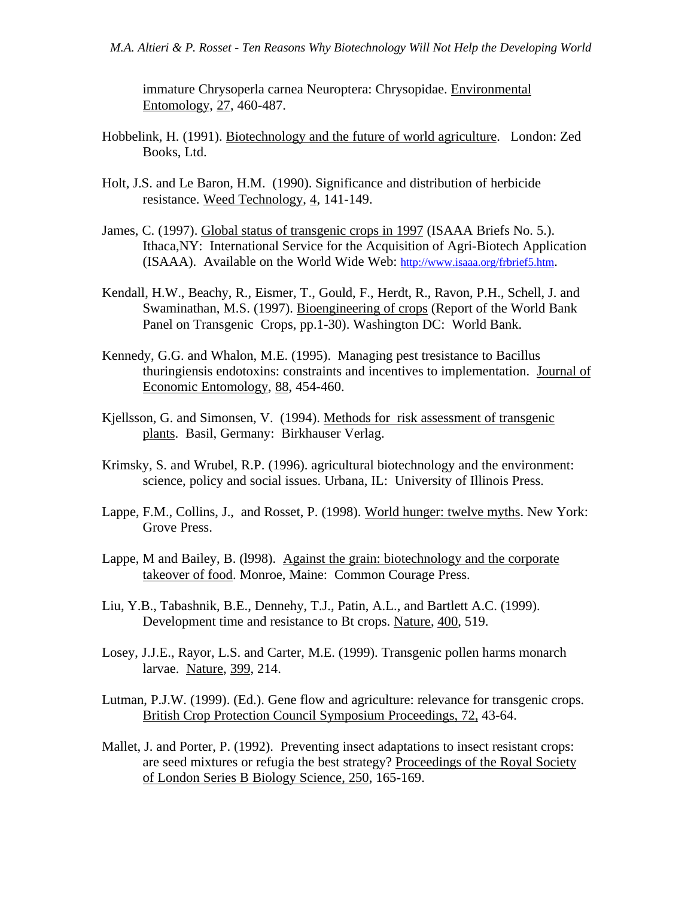immature Chrysoperla carnea Neuroptera: Chrysopidae. Environmental Entomology, 27, 460-487.

Hobbelink, H. (1991). Biotechnology and the future of world agriculture. London: Zed Books, Ltd.

Holt, J.S. and Le Baron, H.M. (1990). Significance and distribution of herbicide resistance. Weed Technology, 4, 141-149.

James, C. (1997). Global status of transgenic crops in 1997 (ISAAA Briefs No. 5.). Ithaca,NY: International Service for the Acquisition of Agri-Biotech Application (ISAAA). Available on the World Wide Web: http://www.isaaa.org/frbrief5.htm.

Kendall, H.W., Beachy, R., Eismer, T., Gould, F., Herdt, R., Ravon, P.H., Schell, J. and Swaminathan, M.S. (1997). Bioengineering of crops (Report of the World Bank Panel on Transgenic Crops, pp.1-30). Washington DC: World Bank.

Kennedy, G.G. and Whalon, M.E. (1995). Managing pest tresistance to Bacillus thuringiensis endotoxins: constraints and incentives to implementation. Journal of Economic Entomology, 88, 454-460.

Kjellsson, G. and Simonsen, V. (1994). Methods for risk assessment of transgenic plants. Basil, Germany: Birkhauser Verlag.

Krimsky, S. and Wrubel, R.P. (1996). agricultural biotechnology and the environment: science, policy and social issues. Urbana, IL: University of Illinois Press.

Lappe, F.M., Collins, J., and Rosset, P. (1998). World hunger: twelve myths. New York: Grove Press.

Lappe, M and Bailey, B. (l998). Against the grain: biotechnology and the corporate takeover of food. Monroe, Maine: Common Courage Press.

Liu, Y.B., Tabashnik, B.E., Dennehy, T.J., Patin, A.L., and Bartlett A.C. (1999). Development time and resistance to Bt crops. Nature, 400, 519.

Losey, J.J.E., Rayor, L.S. and Carter, M.E. (1999). Transgenic pollen harms monarch larvae. Nature, 399, 214.

Lutman, P.J.W. (1999). (Ed.). Gene flow and agriculture: relevance for transgenic crops. British Crop Protection Council Symposium Proceedings, 72, 43-64.

Mallet, J. and Porter, P. (1992). Preventing insect adaptations to insect resistant crops: are seed mixtures or refugia the best strategy? Proceedings of the Royal Society of London Series B Biology Science, 250, 165-169.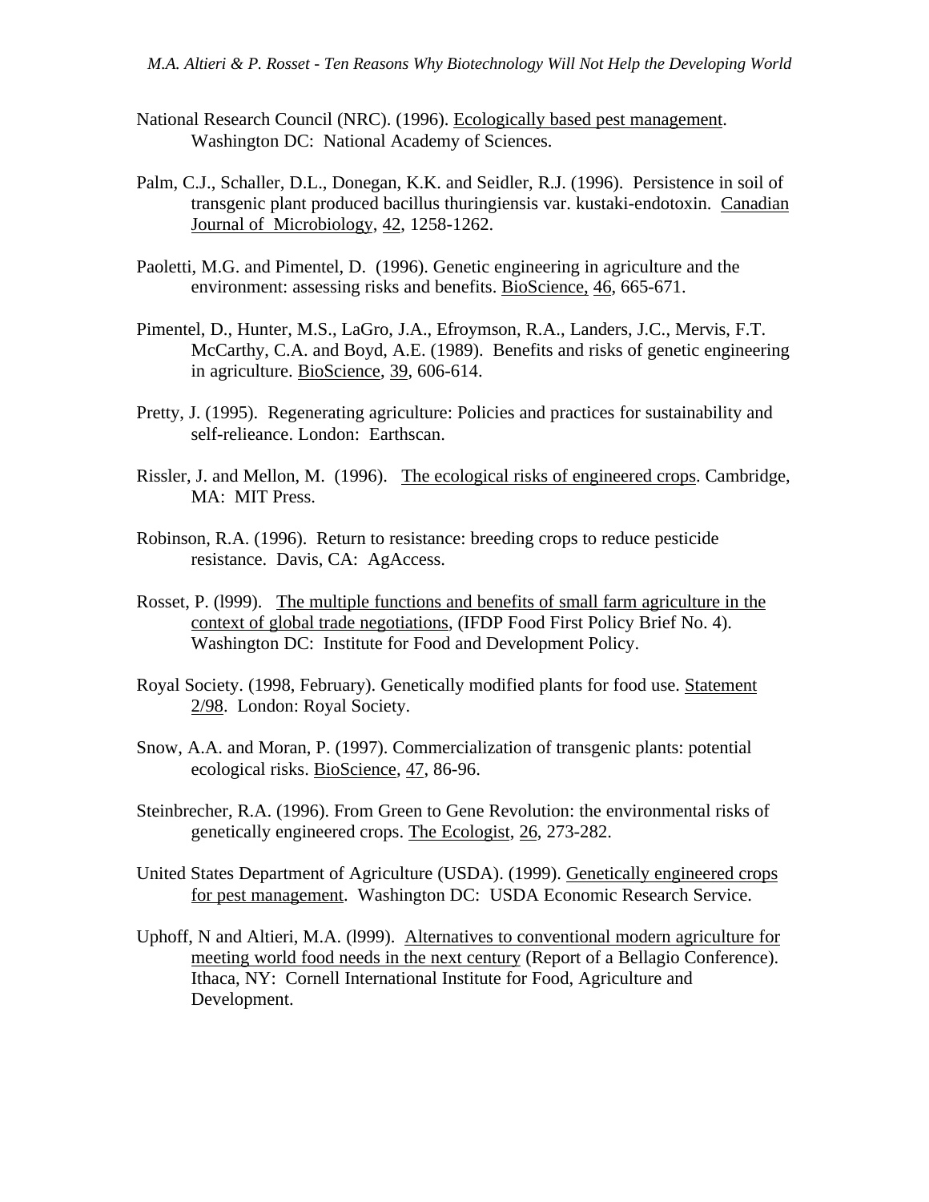National Research Council (NRC). (1996). Ecologically based pest management. Washington DC: National Academy of Sciences.

Palm, C.J., Schaller, D.L., Donegan, K.K. and Seidler, R.J. (1996). Persistence in soil of transgenic plant produced bacillus thuringiensis var. kustaki-endotoxin. Canadian Journal of Microbiology, 42, 1258-1262.

Paoletti, M.G. and Pimentel, D. (1996). Genetic engineering in agriculture and the environment: assessing risks and benefits. BioScience, 46, 665-671.

Pimentel, D., Hunter, M.S., LaGro, J.A., Efroymson, R.A., Landers, J.C., Mervis, F.T. McCarthy, C.A. and Boyd, A.E. (1989). Benefits and risks of genetic engineering in agriculture. BioScience, 39, 606-614.

Pretty, J. (1995). Regenerating agriculture: Policies and practices for sustainability and self-relieance. London: Earthscan.

Rissler, J. and Mellon, M. (1996). The ecological risks of engineered crops. Cambridge, MA: MIT Press.

Robinson, R.A. (1996). Return to resistance: breeding crops to reduce pesticide resistance. Davis, CA: AgAccess.

Rosset, P. (l999). The multiple functions and benefits of small farm agriculture in the context of global trade negotiations, (IFDP Food First Policy Brief No. 4). Washington DC: Institute for Food and Development Policy.

Royal Society. (1998, February). Genetically modified plants for food use. Statement 2/98. London: Royal Society.

Snow, A.A. and Moran, P. (1997). Commercialization of transgenic plants: potential ecological risks. BioScience, 47, 86-96.

Steinbrecher, R.A. (1996). From Green to Gene Revolution: the environmental risks of genetically engineered crops. The Ecologist, 26, 273-282.

United States Department of Agriculture (USDA). (1999). Genetically engineered crops for pest management. Washington DC: USDA Economic Research Service.

Uphoff, N and Altieri, M.A. (l999). Alternatives to conventional modern agriculture for meeting world food needs in the next century (Report of a Bellagio Conference). Ithaca, NY: Cornell International Institute for Food, Agriculture and Development.